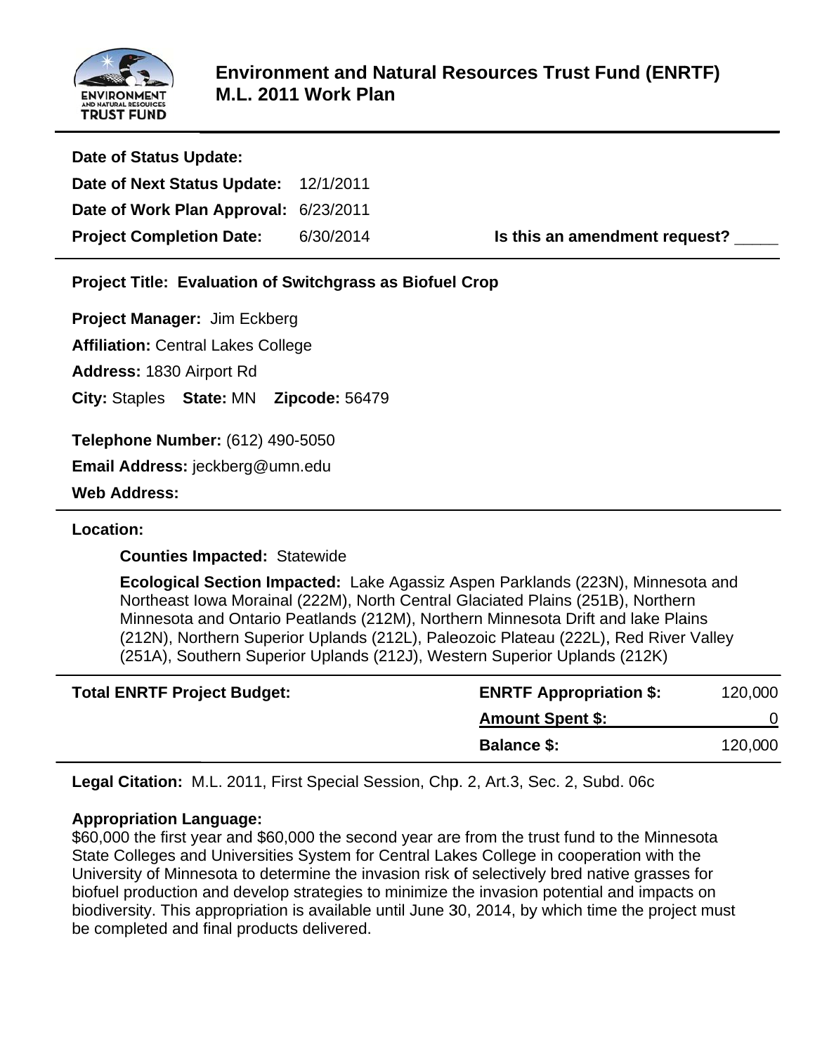# Environment and Natural Resources Trust Fund (ENRTF) M.L. 2011 Work Plan

**Date of Status Update:**

**Date of Next Status Update:** 12/1/2011

**Date of Work Plan Approval:** 6/23/2011

**Project Completion Date:** 6/30/2014

**Is this an amendment request?** _____

---

**Project Title: Evaluation of Switchgrass as Biofuel Crop**

**Project Manager:** Jim Eckberg

**Affiliation:** Central Lakes College

**Address:** 1830 Airport Rd

**City:** Staples **State:** MN **Zipcode:** 56479

**Telephone Number:** (612) 490-5050

**Email Address:** jeckberg@umn.edu

**Web Address:**

---

**Location:**

**Counties Impacted:** Statewide

**Ecological Section Impacted:** Lake Agassiz Aspen Parklands (223N), Minnesota and Northeast Iowa Morainal (222M), North Central Glaciated Plains (251B), Northern Minnesota and Ontario Peatlands (212M), Northern Minnesota Drift and lake Plains (212N), Northern Superior Uplands (212L), Paleozoic Plateau (222L), Red River Valley (251A), Southern Superior Uplands (212J), Western Superior Uplands (212K)

---

| **Total ENRTF Project Budget:** | **ENRTF Appropriation $:** | 120,000 |
|---|---|---|
| | **Amount Spent $:** | 0 |
| | **Balance $:** | 120,000 |

**Legal Citation:** M.L. 2011, First Special Session, Chp. 2, Art.3, Sec. 2, Subd. 06c

**Appropriation Language:**
$60,000 the first year and $60,000 the second year are from the trust fund to the Minnesota State Colleges and Universities System for Central Lakes College in cooperation with the University of Minnesota to determine the invasion risk of selectively bred native grasses for biofuel production and develop strategies to minimize the invasion potential and impacts on biodiversity. This appropriation is available until June 30, 2014, by which time the project must be completed and final products delivered.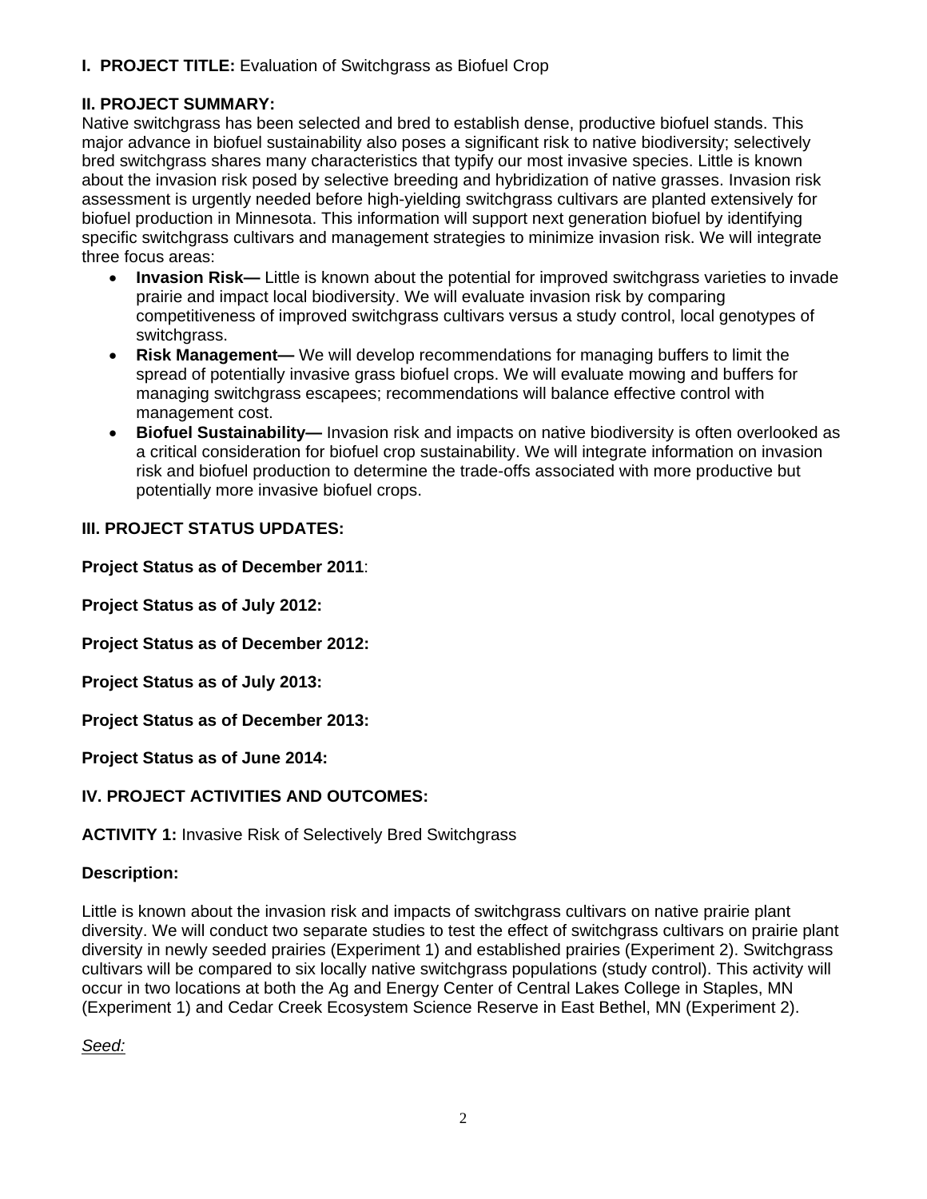**I. PROJECT TITLE:** Evaluation of Switchgrass as Biofuel Crop

**II. PROJECT SUMMARY:**

Native switchgrass has been selected and bred to establish dense, productive biofuel stands. This major advance in biofuel sustainability also poses a significant risk to native biodiversity; selectively bred switchgrass shares many characteristics that typify our most invasive species. Little is known about the invasion risk posed by selective breeding and hybridization of native grasses. Invasion risk assessment is urgently needed before high-yielding switchgrass cultivars are planted extensively for biofuel production in Minnesota. This information will support next generation biofuel by identifying specific switchgrass cultivars and management strategies to minimize invasion risk. We will integrate three focus areas:

- **Invasion Risk—** Little is known about the potential for improved switchgrass varieties to invade prairie and impact local biodiversity. We will evaluate invasion risk by comparing competitiveness of improved switchgrass cultivars versus a study control, local genotypes of switchgrass.
- **Risk Management—** We will develop recommendations for managing buffers to limit the spread of potentially invasive grass biofuel crops. We will evaluate mowing and buffers for managing switchgrass escapees; recommendations will balance effective control with management cost.
- **Biofuel Sustainability—** Invasion risk and impacts on native biodiversity is often overlooked as a critical consideration for biofuel crop sustainability. We will integrate information on invasion risk and biofuel production to determine the trade-offs associated with more productive but potentially more invasive biofuel crops.

**III. PROJECT STATUS UPDATES:**

**Project Status as of December 2011**:

**Project Status as of July 2012:**

**Project Status as of December 2012:**

**Project Status as of July 2013:**

**Project Status as of December 2013:**

**Project Status as of June 2014:**

**IV. PROJECT ACTIVITIES AND OUTCOMES:**

**ACTIVITY 1:** Invasive Risk of Selectively Bred Switchgrass

**Description:**

Little is known about the invasion risk and impacts of switchgrass cultivars on native prairie plant diversity. We will conduct two separate studies to test the effect of switchgrass cultivars on prairie plant diversity in newly seeded prairies (Experiment 1) and established prairies (Experiment 2). Switchgrass cultivars will be compared to six locally native switchgrass populations (study control). This activity will occur in two locations at both the Ag and Energy Center of Central Lakes College in Staples, MN (Experiment 1) and Cedar Creek Ecosystem Science Reserve in East Bethel, MN (Experiment 2).

*Seed:*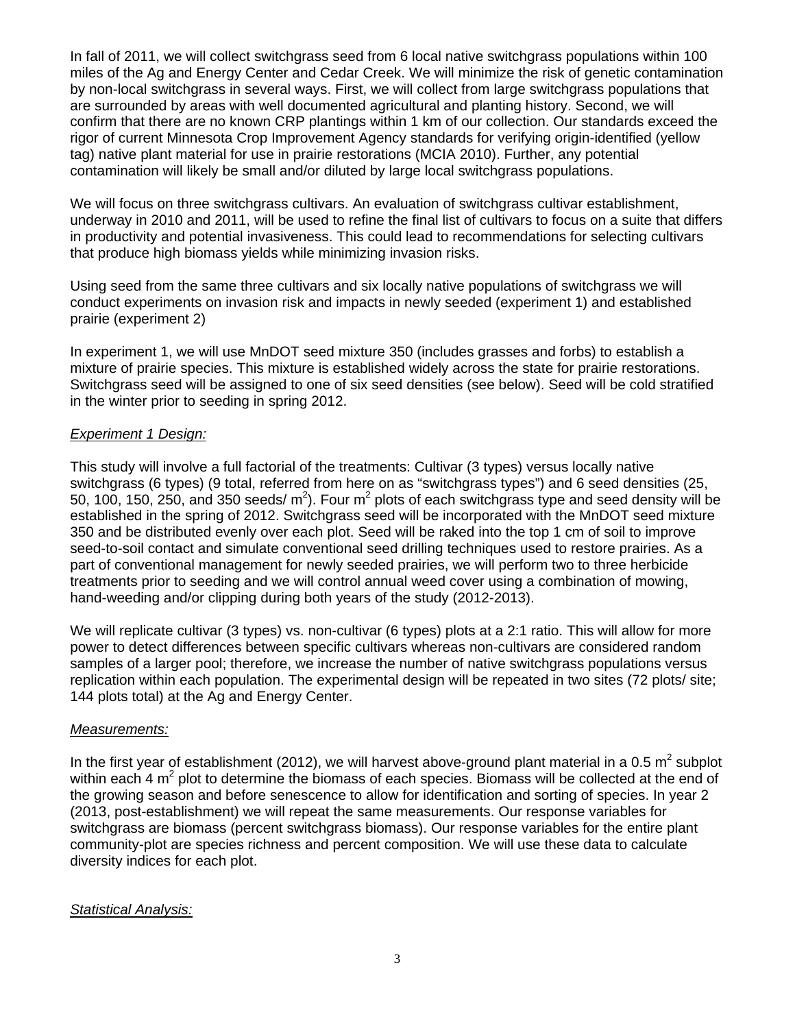In fall of 2011, we will collect switchgrass seed from 6 local native switchgrass populations within 100 miles of the Ag and Energy Center and Cedar Creek. We will minimize the risk of genetic contamination by non-local switchgrass in several ways. First, we will collect from large switchgrass populations that are surrounded by areas with well documented agricultural and planting history. Second, we will confirm that there are no known CRP plantings within 1 km of our collection. Our standards exceed the rigor of current Minnesota Crop Improvement Agency standards for verifying origin-identified (yellow tag) native plant material for use in prairie restorations (MCIA 2010). Further, any potential contamination will likely be small and/or diluted by large local switchgrass populations.

We will focus on three switchgrass cultivars. An evaluation of switchgrass cultivar establishment, underway in 2010 and 2011, will be used to refine the final list of cultivars to focus on a suite that differs in productivity and potential invasiveness. This could lead to recommendations for selecting cultivars that produce high biomass yields while minimizing invasion risks.

Using seed from the same three cultivars and six locally native populations of switchgrass we will conduct experiments on invasion risk and impacts in newly seeded (experiment 1) and established prairie (experiment 2)

In experiment 1, we will use MnDOT seed mixture 350 (includes grasses and forbs) to establish a mixture of prairie species. This mixture is established widely across the state for prairie restorations. Switchgrass seed will be assigned to one of six seed densities (see below). Seed will be cold stratified in the winter prior to seeding in spring 2012.

*Experiment 1 Design:*

This study will involve a full factorial of the treatments: Cultivar (3 types) versus locally native switchgrass (6 types) (9 total, referred from here on as "switchgrass types") and 6 seed densities (25, 50, 100, 150, 250, and 350 seeds/ $m^2$). Four $m^2$ plots of each switchgrass type and seed density will be established in the spring of 2012. Switchgrass seed will be incorporated with the MnDOT seed mixture 350 and be distributed evenly over each plot. Seed will be raked into the top 1 cm of soil to improve seed-to-soil contact and simulate conventional seed drilling techniques used to restore prairies. As a part of conventional management for newly seeded prairies, we will perform two to three herbicide treatments prior to seeding and we will control annual weed cover using a combination of mowing, hand-weeding and/or clipping during both years of the study (2012-2013).

We will replicate cultivar (3 types) vs. non-cultivar (6 types) plots at a 2:1 ratio. This will allow for more power to detect differences between specific cultivars whereas non-cultivars are considered random samples of a larger pool; therefore, we increase the number of native switchgrass populations versus replication within each population. The experimental design will be repeated in two sites (72 plots/ site; 144 plots total) at the Ag and Energy Center.

*Measurements:*

In the first year of establishment (2012), we will harvest above-ground plant material in a 0.5 $m^2$ subplot within each 4 $m^2$ plot to determine the biomass of each species. Biomass will be collected at the end of the growing season and before senescence to allow for identification and sorting of species. In year 2 (2013, post-establishment) we will repeat the same measurements. Our response variables for switchgrass are biomass (percent switchgrass biomass). Our response variables for the entire plant community-plot are species richness and percent composition. We will use these data to calculate diversity indices for each plot.

*Statistical Analysis:*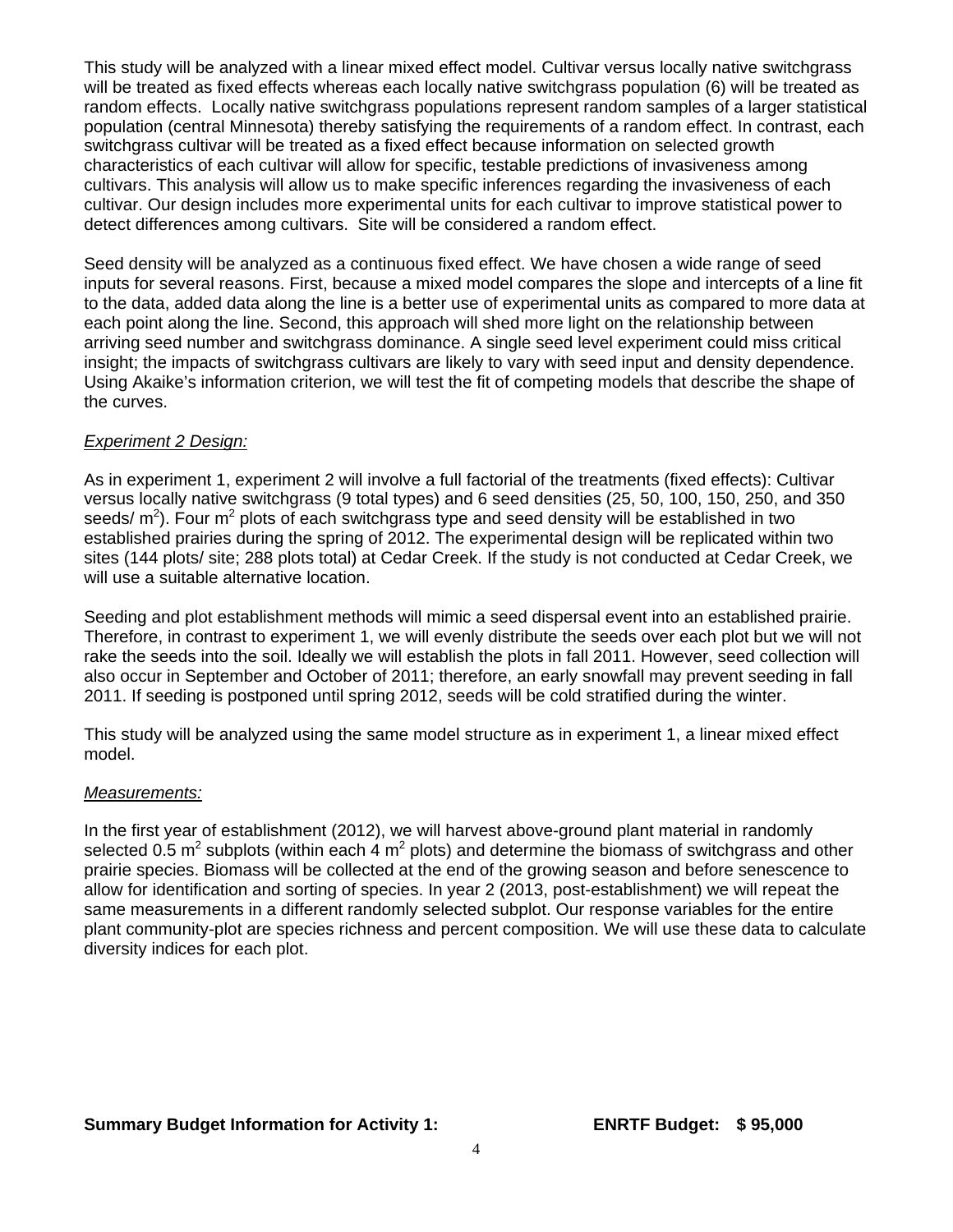This study will be analyzed with a linear mixed effect model. Cultivar versus locally native switchgrass will be treated as fixed effects whereas each locally native switchgrass population (6) will be treated as random effects. Locally native switchgrass populations represent random samples of a larger statistical population (central Minnesota) thereby satisfying the requirements of a random effect. In contrast, each switchgrass cultivar will be treated as a fixed effect because information on selected growth characteristics of each cultivar will allow for specific, testable predictions of invasiveness among cultivars. This analysis will allow us to make specific inferences regarding the invasiveness of each cultivar. Our design includes more experimental units for each cultivar to improve statistical power to detect differences among cultivars. Site will be considered a random effect.

Seed density will be analyzed as a continuous fixed effect. We have chosen a wide range of seed inputs for several reasons. First, because a mixed model compares the slope and intercepts of a line fit to the data, added data along the line is a better use of experimental units as compared to more data at each point along the line. Second, this approach will shed more light on the relationship between arriving seed number and switchgrass dominance. A single seed level experiment could miss critical insight; the impacts of switchgrass cultivars are likely to vary with seed input and density dependence. Using Akaike's information criterion, we will test the fit of competing models that describe the shape of the curves.

*Experiment 2 Design:*

As in experiment 1, experiment 2 will involve a full factorial of the treatments (fixed effects): Cultivar versus locally native switchgrass (9 total types) and 6 seed densities (25, 50, 100, 150, 250, and 350 seeds/ $m^2$). Four $m^2$ plots of each switchgrass type and seed density will be established in two established prairies during the spring of 2012. The experimental design will be replicated within two sites (144 plots/ site; 288 plots total) at Cedar Creek. If the study is not conducted at Cedar Creek, we will use a suitable alternative location.

Seeding and plot establishment methods will mimic a seed dispersal event into an established prairie. Therefore, in contrast to experiment 1, we will evenly distribute the seeds over each plot but we will not rake the seeds into the soil. Ideally we will establish the plots in fall 2011. However, seed collection will also occur in September and October of 2011; therefore, an early snowfall may prevent seeding in fall 2011. If seeding is postponed until spring 2012, seeds will be cold stratified during the winter.

This study will be analyzed using the same model structure as in experiment 1, a linear mixed effect model.

*Measurements:*

In the first year of establishment (2012), we will harvest above-ground plant material in randomly selected 0.5 $m^2$ subplots (within each 4 $m^2$ plots) and determine the biomass of switchgrass and other prairie species. Biomass will be collected at the end of the growing season and before senescence to allow for identification and sorting of species. In year 2 (2013, post-establishment) we will repeat the same measurements in a different randomly selected subplot. Our response variables for the entire plant community-plot are species richness and percent composition. We will use these data to calculate diversity indices for each plot.

**Summary Budget Information for Activity 1: ENRTF Budget: $ 95,000**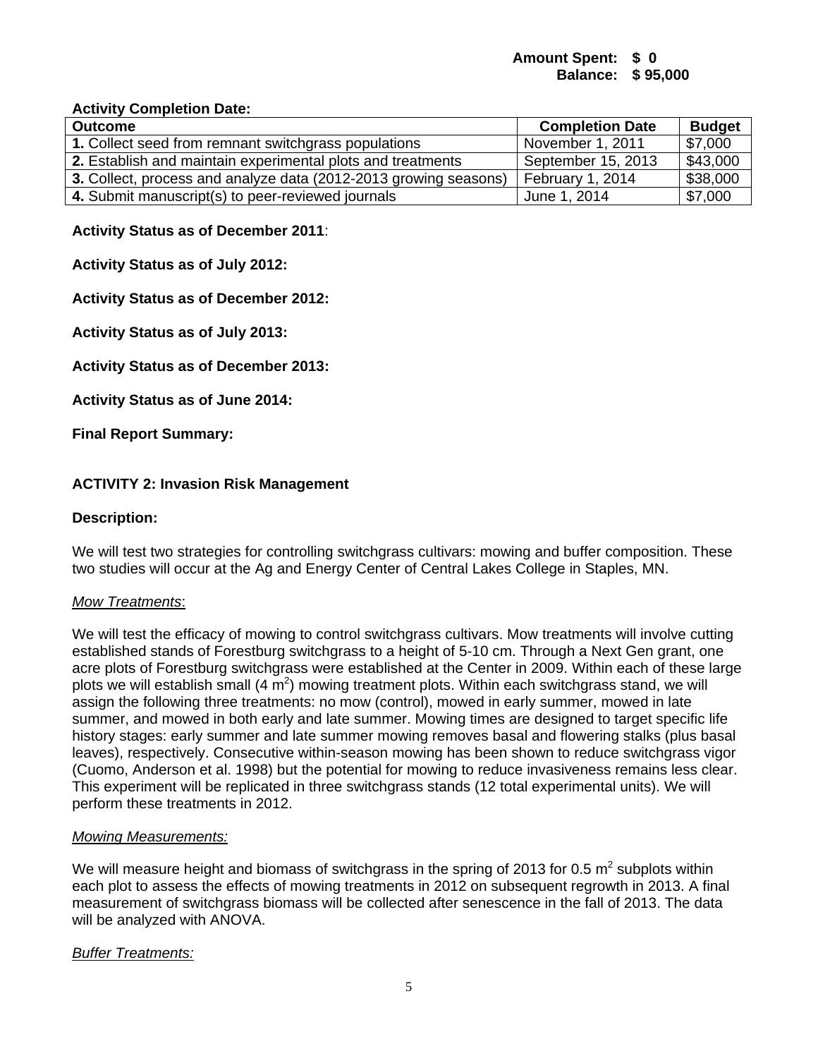**Amount Spent: $ 0**
**Balance: $ 95,000**

**Activity Completion Date:**

| **Outcome** | **Completion Date** | **Budget** |
|---|---|---|
| **1.** Collect seed from remnant switchgrass populations | November 1, 2011 | $7,000 |
| **2.** Establish and maintain experimental plots and treatments | September 15, 2013 | $43,000 |
| **3.** Collect, process and analyze data (2012-2013 growing seasons) | February 1, 2014 | $38,000 |
| **4.** Submit manuscript(s) to peer-reviewed journals | June 1, 2014 | $7,000 |

**Activity Status as of December 2011**:

**Activity Status as of July 2012:**

**Activity Status as of December 2012:**

**Activity Status as of July 2013:**

**Activity Status as of December 2013:**

**Activity Status as of June 2014:**

**Final Report Summary:**

### ACTIVITY 2: Invasion Risk Management

**Description:**

We will test two strategies for controlling switchgrass cultivars: mowing and buffer composition. These two studies will occur at the Ag and Energy Center of Central Lakes College in Staples, MN.

*Mow Treatments*:

We will test the efficacy of mowing to control switchgrass cultivars. Mow treatments will involve cutting established stands of Forestburg switchgrass to a height of 5-10 cm. Through a Next Gen grant, one acre plots of Forestburg switchgrass were established at the Center in 2009. Within each of these large plots we will establish small (4 $m^2$) mowing treatment plots. Within each switchgrass stand, we will assign the following three treatments: no mow (control), mowed in early summer, mowed in late summer, and mowed in both early and late summer. Mowing times are designed to target specific life history stages: early summer and late summer mowing removes basal and flowering stalks (plus basal leaves), respectively. Consecutive within-season mowing has been shown to reduce switchgrass vigor (Cuomo, Anderson et al. 1998) but the potential for mowing to reduce invasiveness remains less clear. This experiment will be replicated in three switchgrass stands (12 total experimental units). We will perform these treatments in 2012.

*Mowing Measurements:*

We will measure height and biomass of switchgrass in the spring of 2013 for 0.5 $m^2$ subplots within each plot to assess the effects of mowing treatments in 2012 on subsequent regrowth in 2013. A final measurement of switchgrass biomass will be collected after senescence in the fall of 2013. The data will be analyzed with ANOVA.

*Buffer Treatments:*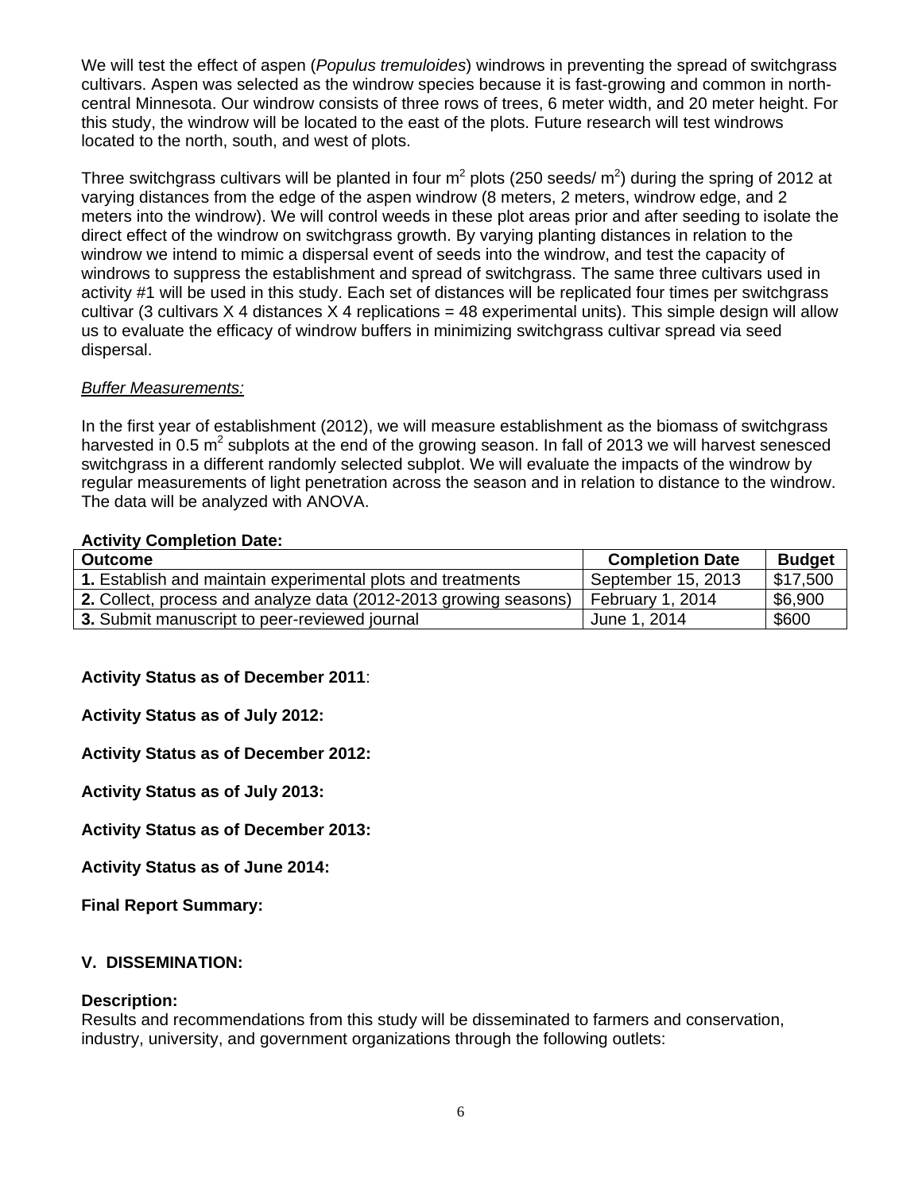We will test the effect of aspen (*Populus tremuloides*) windrows in preventing the spread of switchgrass cultivars. Aspen was selected as the windrow species because it is fast-growing and common in north-central Minnesota. Our windrow consists of three rows of trees, 6 meter width, and 20 meter height. For this study, the windrow will be located to the east of the plots. Future research will test windrows located to the north, south, and west of plots.

Three switchgrass cultivars will be planted in four $m^2$ plots (250 seeds/ $m^2$) during the spring of 2012 at varying distances from the edge of the aspen windrow (8 meters, 2 meters, windrow edge, and 2 meters into the windrow). We will control weeds in these plot areas prior and after seeding to isolate the direct effect of the windrow on switchgrass growth. By varying planting distances in relation to the windrow we intend to mimic a dispersal event of seeds into the windrow, and test the capacity of windrows to suppress the establishment and spread of switchgrass. The same three cultivars used in activity #1 will be used in this study. Each set of distances will be replicated four times per switchgrass cultivar (3 cultivars X 4 distances X 4 replications = 48 experimental units). This simple design will allow us to evaluate the efficacy of windrow buffers in minimizing switchgrass cultivar spread via seed dispersal.

*Buffer Measurements:*

In the first year of establishment (2012), we will measure establishment as the biomass of switchgrass harvested in 0.5 $m^2$ subplots at the end of the growing season. In fall of 2013 we will harvest senesced switchgrass in a different randomly selected subplot. We will evaluate the impacts of the windrow by regular measurements of light penetration across the season and in relation to distance to the windrow. The data will be analyzed with ANOVA.

**Activity Completion Date:**

| Outcome | Completion Date | Budget |
|---|---|---|
| **1.** Establish and maintain experimental plots and treatments | September 15, 2013 | $17,500 |
| **2.** Collect, process and analyze data (2012-2013 growing seasons) | February 1, 2014 | $6,900 |
| **3.** Submit manuscript to peer-reviewed journal | June 1, 2014 | $600 |

**Activity Status as of December 2011**:

**Activity Status as of July 2012:**

**Activity Status as of December 2012:**

**Activity Status as of July 2013:**

**Activity Status as of December 2013:**

**Activity Status as of June 2014:**

**Final Report Summary:**

## V. DISSEMINATION:

**Description:**
Results and recommendations from this study will be disseminated to farmers and conservation, industry, university, and government organizations through the following outlets: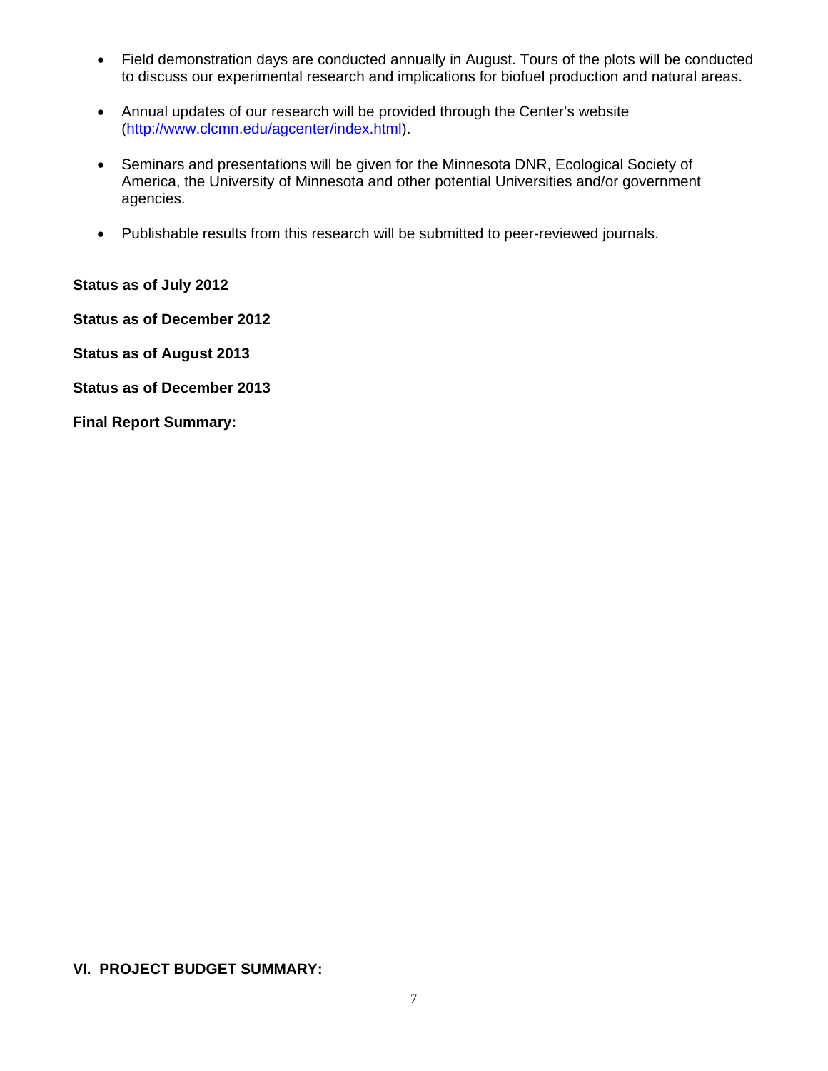- Field demonstration days are conducted annually in August. Tours of the plots will be conducted to discuss our experimental research and implications for biofuel production and natural areas.

- Annual updates of our research will be provided through the Center's website (http://www.clcmn.edu/agcenter/index.html).

- Seminars and presentations will be given for the Minnesota DNR, Ecological Society of America, the University of Minnesota and other potential Universities and/or government agencies.

- Publishable results from this research will be submitted to peer-reviewed journals.

**Status as of July 2012**

**Status as of December 2012**

**Status as of August 2013**

**Status as of December 2013**

**Final Report Summary:**

## VI. PROJECT BUDGET SUMMARY: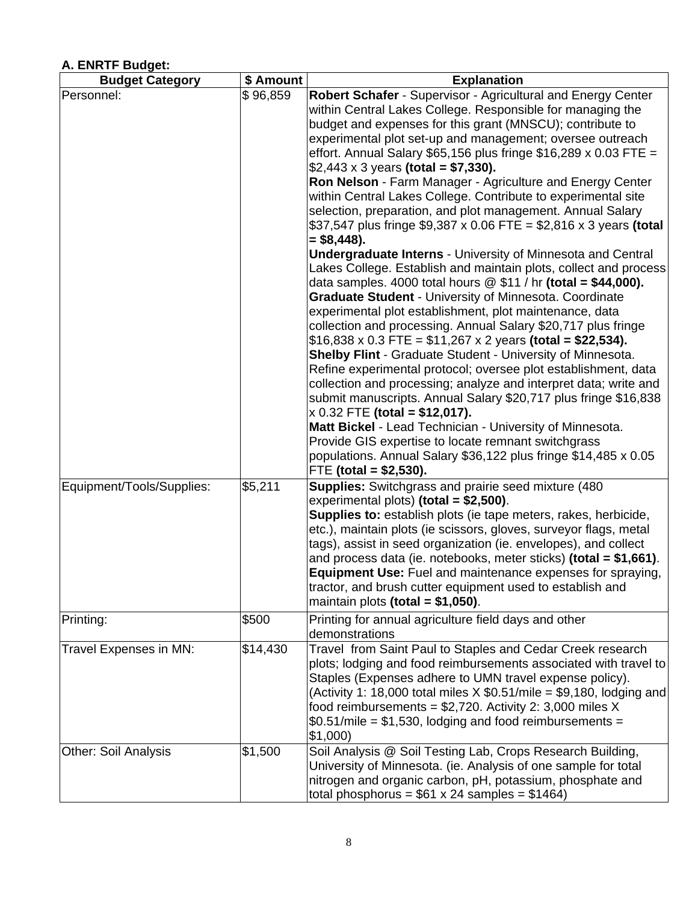**A. ENRTF Budget:**

| Budget Category | $ Amount | Explanation |
|---|---|---|
| Personnel: | $ 96,859 | **Robert Schafer** - Supervisor - Agricultural and Energy Center within Central Lakes College. Responsible for managing the budget and expenses for this grant (MNSCU); contribute to experimental plot set-up and management; oversee outreach effort. Annual Salary $65,156 plus fringe $16,289 x 0.03 FTE = $2,443 x 3 years **(total = $7,330).**<br>**Ron Nelson** - Farm Manager - Agriculture and Energy Center within Central Lakes College. Contribute to experimental site selection, preparation, and plot management. Annual Salary $37,547 plus fringe $9,387 x 0.06 FTE = $2,816 x 3 years **(total = $8,448).**<br>**Undergraduate Interns** - University of Minnesota and Central Lakes College. Establish and maintain plots, collect and process data samples. 4000 total hours @ $11 / hr **(total = $44,000).**<br>**Graduate Student** - University of Minnesota. Coordinate experimental plot establishment, plot maintenance, data collection and processing. Annual Salary $20,717 plus fringe $16,838 x 0.3 FTE = $11,267 x 2 years **(total = $22,534).**<br>**Shelby Flint** - Graduate Student - University of Minnesota. Refine experimental protocol; oversee plot establishment, data collection and processing; analyze and interpret data; write and submit manuscripts. Annual Salary $20,717 plus fringe $16,838 x 0.32 FTE **(total = $12,017).**<br>**Matt Bickel** - Lead Technician - University of Minnesota. Provide GIS expertise to locate remnant switchgrass populations. Annual Salary $36,122 plus fringe $14,485 x 0.05 FTE **(total = $2,530).** |
| Equipment/Tools/Supplies: | $5,211 | **Supplies:** Switchgrass and prairie seed mixture (480 experimental plots) **(total = $2,500)**.<br>**Supplies to:** establish plots (ie tape meters, rakes, herbicide, etc.), maintain plots (ie scissors, gloves, surveyor flags, metal tags), assist in seed organization (ie. envelopes), and collect and process data (ie. notebooks, meter sticks) **(total = $1,661)**.<br>**Equipment Use:** Fuel and maintenance expenses for spraying, tractor, and brush cutter equipment used to establish and maintain plots **(total = $1,050)**. |
| Printing: | $500 | Printing for annual agriculture field days and other demonstrations |
| Travel Expenses in MN: | $14,430 | Travel from Saint Paul to Staples and Cedar Creek research plots; lodging and food reimbursements associated with travel to Staples (Expenses adhere to UMN travel expense policy). (Activity 1: 18,000 total miles X $0.51/mile = $9,180, lodging and food reimbursements = $2,720. Activity 2: 3,000 miles X $0.51/mile = $1,530, lodging and food reimbursements = $1,000) |
| Other: Soil Analysis | $1,500 | Soil Analysis @ Soil Testing Lab, Crops Research Building, University of Minnesota. (ie. Analysis of one sample for total nitrogen and organic carbon, pH, potassium, phosphate and total phosphorus = $61 x 24 samples = $1464) |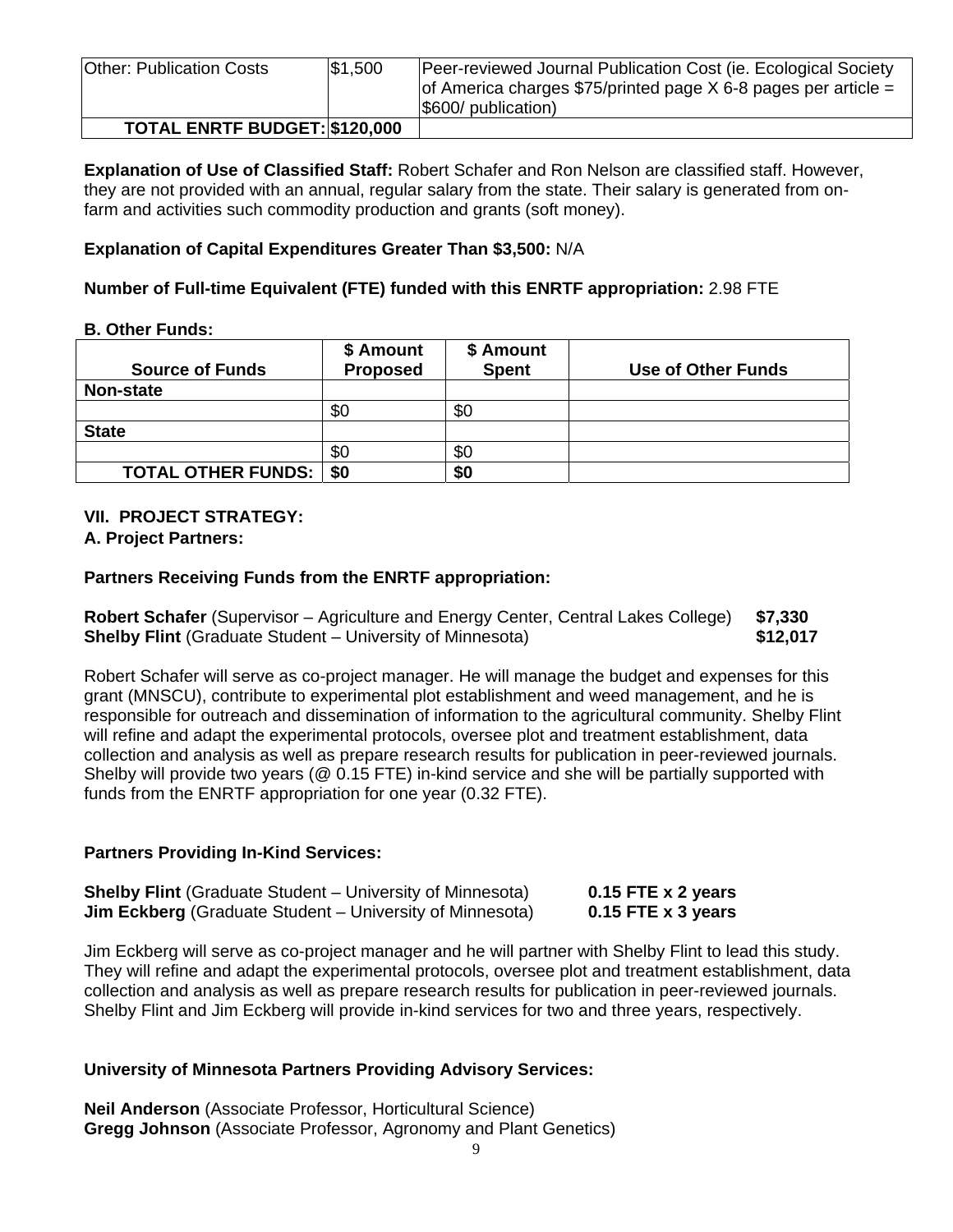| | | |
|---|---|---|
| Other: Publication Costs | $1,500 | Peer-reviewed Journal Publication Cost (ie. Ecological Society of America charges $75/printed page X 6-8 pages per article = $600/ publication) |
| **TOTAL ENRTF BUDGET:** | **$120,000** | |

**Explanation of Use of Classified Staff:** Robert Schafer and Ron Nelson are classified staff. However, they are not provided with an annual, regular salary from the state. Their salary is generated from on-farm and activities such commodity production and grants (soft money).

**Explanation of Capital Expenditures Greater Than $3,500:** N/A

**Number of Full-time Equivalent (FTE) funded with this ENRTF appropriation:** 2.98 FTE

**B. Other Funds:**

| Source of Funds | $ Amount Proposed | $ Amount Spent | Use of Other Funds |
|---|---|---|---|
| **Non-state** | | | |
| | $0 | $0 | |
| **State** | | | |
| | $0 | $0 | |
| **TOTAL OTHER FUNDS:** | **$0** | **$0** | |

## VII. PROJECT STRATEGY:

### A. Project Partners:

**Partners Receiving Funds from the ENRTF appropriation:**

**Robert Schafer** (Supervisor – Agriculture and Energy Center, Central Lakes College) **$7,330**
**Shelby Flint** (Graduate Student – University of Minnesota) **$12,017**

Robert Schafer will serve as co-project manager. He will manage the budget and expenses for this grant (MNSCU), contribute to experimental plot establishment and weed management, and he is responsible for outreach and dissemination of information to the agricultural community. Shelby Flint will refine and adapt the experimental protocols, oversee plot and treatment establishment, data collection and analysis as well as prepare research results for publication in peer-reviewed journals. Shelby will provide two years (@ 0.15 FTE) in-kind service and she will be partially supported with funds from the ENRTF appropriation for one year (0.32 FTE).

**Partners Providing In-Kind Services:**

**Shelby Flint** (Graduate Student – University of Minnesota) **0.15 FTE x 2 years**
**Jim Eckberg** (Graduate Student – University of Minnesota) **0.15 FTE x 3 years**

Jim Eckberg will serve as co-project manager and he will partner with Shelby Flint to lead this study. They will refine and adapt the experimental protocols, oversee plot and treatment establishment, data collection and analysis as well as prepare research results for publication in peer-reviewed journals. Shelby Flint and Jim Eckberg will provide in-kind services for two and three years, respectively.

**University of Minnesota Partners Providing Advisory Services:**

**Neil Anderson** (Associate Professor, Horticultural Science)
**Gregg Johnson** (Associate Professor, Agronomy and Plant Genetics)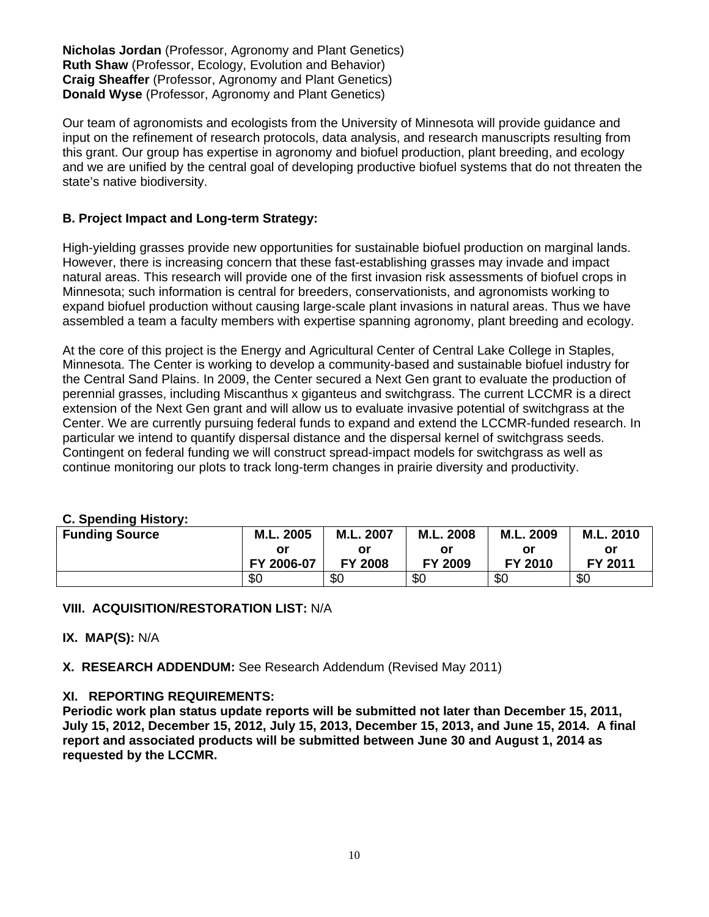**Nicholas Jordan** (Professor, Agronomy and Plant Genetics)
**Ruth Shaw** (Professor, Ecology, Evolution and Behavior)
**Craig Sheaffer** (Professor, Agronomy and Plant Genetics)
**Donald Wyse** (Professor, Agronomy and Plant Genetics)

Our team of agronomists and ecologists from the University of Minnesota will provide guidance and input on the refinement of research protocols, data analysis, and research manuscripts resulting from this grant. Our group has expertise in agronomy and biofuel production, plant breeding, and ecology and we are unified by the central goal of developing productive biofuel systems that do not threaten the state's native biodiversity.

### B. Project Impact and Long-term Strategy:

High-yielding grasses provide new opportunities for sustainable biofuel production on marginal lands. However, there is increasing concern that these fast-establishing grasses may invade and impact natural areas. This research will provide one of the first invasion risk assessments of biofuel crops in Minnesota; such information is central for breeders, conservationists, and agronomists working to expand biofuel production without causing large-scale plant invasions in natural areas. Thus we have assembled a team a faculty members with expertise spanning agronomy, plant breeding and ecology.

At the core of this project is the Energy and Agricultural Center of Central Lake College in Staples, Minnesota. The Center is working to develop a community-based and sustainable biofuel industry for the Central Sand Plains. In 2009, the Center secured a Next Gen grant to evaluate the production of perennial grasses, including Miscanthus x giganteus and switchgrass. The current LCCMR is a direct extension of the Next Gen grant and will allow us to evaluate invasive potential of switchgrass at the Center. We are currently pursuing federal funds to expand and extend the LCCMR-funded research. In particular we intend to quantify dispersal distance and the dispersal kernel of switchgrass seeds. Contingent on federal funding we will construct spread-impact models for switchgrass as well as continue monitoring our plots to track long-term changes in prairie diversity and productivity.

### C. Spending History:

| Funding Source | M.L. 2005 or FY 2006-07 | M.L. 2007 or FY 2008 | M.L. 2008 or FY 2009 | M.L. 2009 or FY 2010 | M.L. 2010 or FY 2011 |
|---|---|---|---|---|---|
| | $0 | $0 | $0 | $0 | $0 |

**VIII. ACQUISITION/RESTORATION LIST:** N/A

**IX. MAP(S):** N/A

**X. RESEARCH ADDENDUM:** See Research Addendum (Revised May 2011)

**XI. REPORTING REQUIREMENTS:**

**Periodic work plan status update reports will be submitted not later than December 15, 2011, July 15, 2012, December 15, 2012, July 15, 2013, December 15, 2013, and June 15, 2014. A final report and associated products will be submitted between June 30 and August 1, 2014 as requested by the LCCMR.**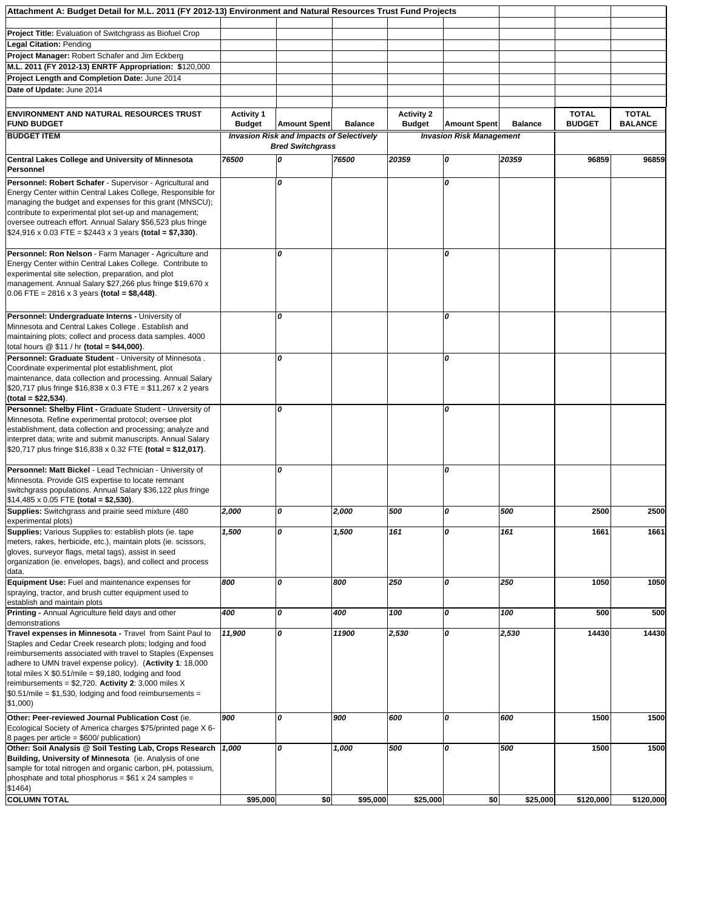**Attachment A: Budget Detail for M.L. 2011 (FY 2012-13) Environment and Natural Resources Trust Fund Projects**

**Project Title:** Evaluation of Switchgrass as Biofuel Crop
**Legal Citation:** Pending
**Project Manager:** Robert Schafer and Jim Eckberg
**M.L. 2011 (FY 2012-13) ENRTF Appropriation:** $120,000
**Project Length and Completion Date:** June 2014
**Date of Update:** June 2014

| **ENVIRONMENT AND NATURAL RESOURCES TRUST FUND BUDGET** | **Activity 1 Budget** | **Amount Spent** | **Balance** | **Activity 2 Budget** | **Amount Spent** | **Balance** | **TOTAL BUDGET** | **TOTAL BALANCE** |
|---|---|---|---|---|---|---|---|---|
| **BUDGET ITEM** | ***Invasion Risk and Impacts of Selectively Bred Switchgrass*** | | | ***Invasion Risk Management*** | | | | |
| **Central Lakes College and University of Minnesota Personnel** | *76500* | *0* | *76500* | *20359* | *0* | *20359* | 96859 | 96859 |
| **Personnel: Robert Schafer** - Supervisor - Agricultural and Energy Center within Central Lakes College, Responsible for managing the budget and expenses for this grant (MNSCU); contribute to experimental plot set-up and management; oversee outreach effort. Annual Salary $56,523 plus fringe $24,916 x 0.03 FTE = $2443 x 3 years **(total = $7,330)**. | | *0* | | | *0* | | | |
| **Personnel: Ron Nelson** - Farm Manager - Agriculture and Energy Center within Central Lakes College. Contribute to experimental site selection, preparation, and plot management. Annual Salary $27,266 plus fringe $19,670 x 0.06 FTE = 2816 x 3 years **(total = $8,448)**. | | *0* | | | *0* | | | |
| **Personnel: Undergraduate Interns -** University of Minnesota and Central Lakes College . Establish and maintaining plots; collect and process data samples. 4000 total hours @ $11 / hr **(total = $44,000)**. | | *0* | | | *0* | | | |
| **Personnel: Graduate Student** - University of Minnesota . Coordinate experimental plot establishment, plot maintenance, data collection and processing. Annual Salary $20,717 plus fringe $16,838 x 0.3 FTE = $11,267 x 2 years **(total = $22,534)**. | | *0* | | | *0* | | | |
| **Personnel: Shelby Flint -** Graduate Student - University of Minnesota. Refine experimental protocol; oversee plot establishment, data collection and processing; analyze and interpret data; write and submit manuscripts. Annual Salary $20,717 plus fringe $16,838 x 0.32 FTE **(total = $12,017)**. | | *0* | | | *0* | | | |
| **Personnel: Matt Bickel** - Lead Technician - University of Minnesota. Provide GIS expertise to locate remnant switchgrass populations. Annual Salary $36,122 plus fringe $14,485 x 0.05 FTE **(total = $2,530)**. | | *0* | | | *0* | | | |
| **Supplies:** Switchgrass and prairie seed mixture (480 experimental plots) | *2,000* | *0* | *2,000* | *500* | *0* | *500* | 2500 | 2500 |
| **Supplies:** Various Supplies to: establish plots (ie. tape meters, rakes, herbicide, etc.), maintain plots (ie. scissors, gloves, surveyor flags, metal tags), assist in seed organization (ie. envelopes, bags), and collect and process data. | *1,500* | *0* | *1,500* | *161* | *0* | *161* | 1661 | 1661 |
| **Equipment Use:** Fuel and maintenance expenses for spraying, tractor, and brush cutter equipment used to establish and maintain plots | *800* | *0* | *800* | *250* | *0* | *250* | 1050 | 1050 |
| **Printing -** Annual Agriculture field days and other demonstrations | *400* | *0* | *400* | *100* | *0* | *100* | 500 | 500 |
| **Travel expenses in Minnesota -** Travel from Saint Paul to Staples and Cedar Creek research plots; lodging and food reimbursements associated with travel to Staples (Expenses adhere to UMN travel expense policy). (**Activity 1**: 18,000 total miles X $0.51/mile = $9,180, lodging and food reimbursements = $2,720. **Activity 2**: 3,000 miles X $0.51/mile = $1,530, lodging and food reimbursements = $1,000) | *11,900* | *0* | *11900* | *2,530* | *0* | *2,530* | 14430 | 14430 |
| **Other: Peer-reviewed Journal Publication Cost** (ie. Ecological Society of America charges $75/printed page X 6-8 pages per article = $600/ publication) | *900* | *0* | *900* | *600* | *0* | *600* | 1500 | 1500 |
| **Other: Soil Analysis @ Soil Testing Lab, Crops Research Building, University of Minnesota** (ie. Analysis of one sample for total nitrogen and organic carbon, pH, potassium, phosphate and total phosphorus = $61 x 24 samples = $1464) | *1,000* | *0* | *1,000* | *500* | *0* | *500* | 1500 | 1500 |
| **COLUMN TOTAL** | **$95,000** | **$0** | **$95,000** | **$25,000** | **$0** | **$25,000** | **$120,000** | **$120,000** |